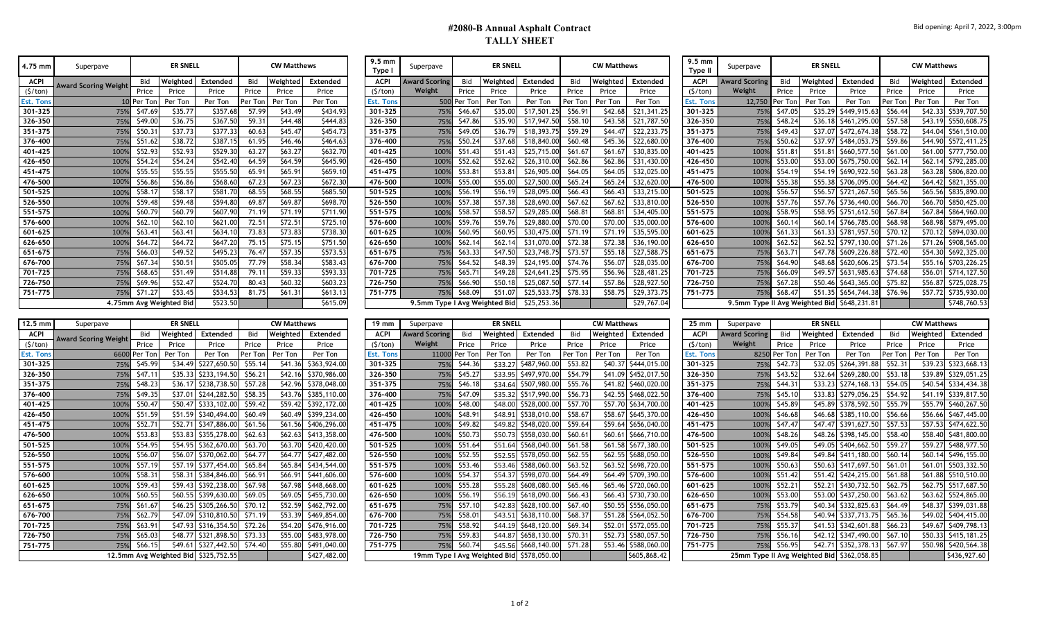# #2080-B Annual Asphalt Contract
## TALLY SHEET

Bid opening: April 7, 2022, 3:00pm

| 4.75 mm | Superpave | ER SNELL | | | CW Matthews | | |
|---|---|---|---|---|---|---|---|
| ACPI | Award Scoring Weight | Bid | Weighted | Extended | Bid | Weighted | Extended |
| ($/ton) | | Price | Price | Price | Price | Price | Price |
| Est. Tons | 10 | Per Ton | Per Ton | Per Ton | Per Ton | Per Ton | Per Ton |
| 301-325 | 75% | $47.69 | $35.77 | $357.68 | 57.99 | $43.49 | $434.93 |
| 326-350 | 75% | $49.00 | $36.75 | $367.50 | 59.31 | $44.48 | $444.83 |
| 351-375 | 75% | $50.31 | $37.73 | $377.33 | 60.63 | $45.47 | $454.73 |
| 376-400 | 75% | $51.62 | $38.72 | $387.15 | 61.95 | $46.46 | $464.63 |
| 401-425 | 100% | $52.93 | $52.93 | $529.30 | 63.27 | $63.27 | $632.70 |
| 426-450 | 100% | $54.24 | $54.24 | $542.40 | 64.59 | $64.59 | $645.90 |
| 451-475 | 100% | $55.55 | $55.55 | $555.50 | 65.91 | $65.91 | $659.10 |
| 476-500 | 100% | $56.86 | $56.86 | $568.60 | 67.23 | $67.23 | $672.30 |
| 501-525 | 100% | $58.17 | $58.17 | $581.70 | 68.55 | $68.55 | $685.50 |
| 526-550 | 100% | $59.48 | $59.48 | $594.80 | 69.87 | $69.87 | $698.70 |
| 551-575 | 100% | $60.79 | $60.79 | $607.90 | 71.19 | $71.19 | $711.90 |
| 576-600 | 100% | $62.10 | $62.10 | $621.00 | 72.51 | $72.51 | $725.10 |
| 601-625 | 100% | $63.41 | $63.41 | $634.10 | 73.83 | $73.83 | $738.30 |
| 626-650 | 100% | $64.72 | $64.72 | $647.20 | 75.15 | $75.15 | $751.50 |
| 651-675 | 75% | $66.03 | $49.52 | $495.23 | 76.47 | $57.35 | $573.53 |
| 676-700 | 75% | $67.34 | $50.51 | $505.05 | 77.79 | $58.34 | $583.43 |
| 701-725 | 75% | $68.65 | $51.49 | $514.88 | 79.11 | $59.33 | $593.33 |
| 726-750 | 75% | $69.96 | $52.47 | $524.70 | 80.43 | $60.32 | $603.23 |
| 751-775 | 75% | $71.27 | $53.45 | $534.53 | 81.75 | $61.31 | $613.13 |
| 4.75mm Avg Weighted Bid | | | | $523.50 | | | $615.09 |

| 9.5 mm Type I | Superpave | ER SNELL | | | CW Matthews | | |
|---|---|---|---|---|---|---|---|
| ACPI | Award Scoring Weight | Bid | Weighted | Extended | Bid | Weighted | Extended |
| ($/ton) | | Price | Price | Price | Price | Price | Price |
| Est. Tons | 500 | Per Ton | Per Ton | Per Ton | Per Ton | Per Ton | Per Ton |
| 301-325 | 75% | $46.67 | $35.00 | $17,501.25 | $56.91 | $42.68 | $21,341.25 |
| 326-350 | 75% | $47.86 | $35.90 | $17,947.50 | $58.10 | $43.58 | $21,787.50 |
| 351-375 | 75% | $49.05 | $36.79 | $18,393.75 | $59.29 | $44.47 | $22,233.75 |
| 376-400 | 75% | $50.24 | $37.68 | $18,840.00 | $60.48 | $45.36 | $22,680.00 |
| 401-425 | 100% | $51.43 | $51.43 | $25,715.00 | $61.67 | $61.67 | $30,835.00 |
| 426-450 | 100% | $52.62 | $52.62 | $26,310.00 | $62.86 | $62.86 | $31,430.00 |
| 451-475 | 100% | $53.81 | $53.81 | $26,905.00 | $64.05 | $64.05 | $32,025.00 |
| 476-500 | 100% | $55.00 | $55.00 | $27,500.00 | $65.24 | $65.24 | $32,620.00 |
| 501-525 | 100% | $56.19 | $56.19 | $28,095.00 | $66.43 | $66.43 | $33,215.00 |
| 526-550 | 100% | $57.38 | $57.38 | $28,690.00 | $67.62 | $67.62 | $33,810.00 |
| 551-575 | 100% | $58.57 | $58.57 | $29,285.00 | $68.81 | $68.81 | $34,405.00 |
| 576-600 | 100% | $59.76 | $59.76 | $29,880.00 | $70.00 | $70.00 | $35,000.00 |
| 601-625 | 100% | $60.95 | $60.95 | $30,475.00 | $71.19 | $71.19 | $35,595.00 |
| 626-650 | 100% | $62.14 | $62.14 | $31,070.00 | $72.38 | $72.38 | $36,190.00 |
| 651-675 | 75% | $63.33 | $47.50 | $23,748.75 | $73.57 | $55.18 | $27,588.75 |
| 676-700 | 75% | $64.52 | $48.39 | $24,195.00 | $74.76 | $56.07 | $28,035.00 |
| 701-725 | 75% | $65.71 | $49.28 | $24,641.25 | $75.95 | $56.96 | $28,481.25 |
| 726-750 | 75% | $66.90 | $50.18 | $25,087.50 | $77.14 | $57.86 | $28,927.50 |
| 751-775 | 75% | $68.09 | $51.07 | $25,533.75 | $78.33 | $58.75 | $29,373.75 |
| 9.5mm Type I Avg Weighted Bid | | | | $25,253.36 | | | $29,767.04 |

| 9.5 mm Type II | Superpave | ER SNELL | | | CW Matthews | | |
|---|---|---|---|---|---|---|---|
| ACPI | Award Scoring Weight | Bid | Weighted | Extended | Bid | Weighted | Extended |
| ($/ton) | | Price | Price | Price | Price | Price | Price |
| Est. Tons | 12,750 | Per Ton | Per Ton | Per Ton | Per Ton | Per Ton | Per Ton |
| 301-325 | 75% | $47.05 | $35.29 | $449,915.63 | $56.44 | $42.33 | $539,707.50 |
| 326-350 | 75% | $48.24 | $36.18 | $461,295.00 | $57.58 | $43.19 | $550,608.75 |
| 351-375 | 75% | $49.43 | $37.07 | $472,674.38 | $58.72 | $44.04 | $561,510.00 |
| 376-400 | 75% | $50.62 | $37.97 | $484,053.75 | $59.86 | $44.90 | $572,411.25 |
| 401-425 | 100% | $51.81 | $51.81 | $660,577.50 | $61.00 | $61.00 | $777,750.00 |
| 426-450 | 100% | $53.00 | $53.00 | $675,750.00 | $62.14 | $62.14 | $792,285.00 |
| 451-475 | 100% | $54.19 | $54.19 | $690,922.50 | $63.28 | $63.28 | $806,820.00 |
| 476-500 | 100% | $55.38 | $55.38 | $706,095.00 | $64.42 | $64.42 | $821,355.00 |
| 501-525 | 100% | $56.57 | $56.57 | $721,267.50 | $65.56 | $65.56 | $835,890.00 |
| 526-550 | 100% | $57.76 | $57.76 | $736,440.00 | $66.70 | $66.70 | $850,425.00 |
| 551-575 | 100% | $58.95 | $58.95 | $751,612.50 | $67.84 | $67.84 | $864,960.00 |
| 576-600 | 100% | $60.14 | $60.14 | $766,785.00 | $68.98 | $68.98 | $879,495.00 |
| 601-625 | 100% | $61.33 | $61.33 | $781,957.50 | $70.12 | $70.12 | $894,030.00 |
| 626-650 | 100% | $62.52 | $62.52 | $797,130.00 | $71.26 | $71.26 | $908,565.00 |
| 651-675 | 75% | $63.71 | $47.78 | $609,226.88 | $72.40 | $54.30 | $692,325.00 |
| 676-700 | 75% | $64.90 | $48.68 | $620,606.25 | $73.54 | $55.16 | $703,226.25 |
| 701-725 | 75% | $66.09 | $49.57 | $631,985.63 | $74.68 | $56.01 | $714,127.50 |
| 726-750 | 75% | $67.28 | $50.46 | $643,365.00 | $75.82 | $56.87 | $725,028.75 |
| 751-775 | 75% | $68.47 | $51.35 | $654,744.38 | $76.96 | $57.72 | $735,930.00 |
| 9.5mm Type II Avg Weighted Bid | | | | $648,231.81 | | | $748,760.53 |

| 12.5 mm | Superpave | ER SNELL | | | CW Matthews | | |
|---|---|---|---|---|---|---|---|
| ACPI | Award Scoring Weight | Bid | Weighted | Extended | Bid | Weighted | Extended |
| ($/ton) | | Price | Price | Price | Price | Price | Price |
| Est. Tons | 6600 | Per Ton | Per Ton | Per Ton | Per Ton | Per Ton | Per Ton |
| 301-325 | 75% | $45.99 | $34.49 | $227,650.50 | $55.14 | $41.36 | $363,924.00 |
| 326-350 | 75% | $47.11 | $35.33 | $233,194.50 | $56.21 | $42.16 | $370,986.00 |
| 351-375 | 75% | $48.23 | $36.17 | $238,738.50 | $57.28 | $42.96 | $378,048.00 |
| 376-400 | 75% | $49.35 | $37.01 | $244,282.50 | $58.35 | $43.76 | $385,110.00 |
| 401-425 | 100% | $50.47 | $50.47 | $333,102.00 | $59.42 | $59.42 | $392,172.00 |
| 426-450 | 100% | $51.59 | $51.59 | $340,494.00 | $60.49 | $60.49 | $399,234.00 |
| 451-475 | 100% | $52.71 | $52.71 | $347,886.00 | $61.56 | $61.56 | $406,296.00 |
| 476-500 | 100% | $53.83 | $53.83 | $355,278.00 | $62.63 | $62.63 | $413,358.00 |
| 501-525 | 100% | $54.95 | $54.95 | $362,670.00 | $63.70 | $63.70 | $420,420.00 |
| 526-550 | 100% | $56.07 | $56.07 | $370,062.00 | $64.77 | $64.77 | $427,482.00 |
| 551-575 | 100% | $57.19 | $57.19 | $377,454.00 | $65.84 | $65.84 | $434,544.00 |
| 576-600 | 100% | $58.31 | $58.31 | $384,846.00 | $66.91 | $66.91 | $441,606.00 |
| 601-625 | 100% | $59.43 | $59.43 | $392,238.00 | $67.98 | $67.98 | $448,668.00 |
| 626-650 | 100% | $60.55 | $60.55 | $399,630.00 | $69.05 | $69.05 | $455,730.00 |
| 651-675 | 75% | $61.67 | $46.25 | $305,266.50 | $70.12 | $52.59 | $462,792.00 |
| 676-700 | 75% | $62.79 | $47.09 | $310,810.50 | $71.19 | $53.39 | $469,854.00 |
| 701-725 | 75% | $63.91 | $47.93 | $316,354.50 | $72.26 | $54.20 | $476,916.00 |
| 726-750 | 75% | $65.03 | $48.77 | $321,898.50 | $73.33 | $55.00 | $483,978.00 |
| 751-775 | 75% | $66.15 | $49.61 | $327,442.50 | $74.40 | $55.80 | $491,040.00 |
| 12.5mm Avg Weighted Bid | | | | $325,752.55 | | | $427,482.00 |

| 19 mm | Superpave | ER SNELL | | | CW Matthews | | |
|---|---|---|---|---|---|---|---|
| ACPI | Award Scoring Weight | Bid | Weighted | Extended | Bid | Weighted | Extended |
| ($/ton) | | Price | Price | Price | Price | Price | Price |
| Est. Tons | 11000 | Per Ton | Per Ton | Per Ton | Per Ton | Per Ton | Per Ton |
| 301-325 | 75% | $44.36 | $33.27 | $487,960.00 | $53.82 | $40.37 | $444,015.00 |
| 326-350 | 75% | $45.27 | $33.95 | $497,970.00 | $54.79 | $41.09 | $452,017.50 |
| 351-375 | 75% | $46.18 | $34.64 | $507,980.00 | $55.76 | $41.82 | $460,020.00 |
| 376-400 | 75% | $47.09 | $35.32 | $517,990.00 | $56.73 | $42.55 | $468,022.50 |
| 401-425 | 100% | $48.00 | $48.00 | $528,000.00 | $57.70 | $57.70 | $634,700.00 |
| 426-450 | 100% | $48.91 | $48.91 | $538,010.00 | $58.67 | $58.67 | $645,370.00 |
| 451-475 | 100% | $49.82 | $49.82 | $548,020.00 | $59.64 | $59.64 | $656,040.00 |
| 476-500 | 100% | $50.73 | $50.73 | $558,030.00 | $60.61 | $60.61 | $666,710.00 |
| 501-525 | 100% | $51.64 | $51.64 | $568,040.00 | $61.58 | $61.58 | $677,380.00 |
| 526-550 | 100% | $52.55 | $52.55 | $578,050.00 | $62.55 | $62.55 | $688,050.00 |
| 551-575 | 100% | $53.46 | $53.46 | $588,060.00 | $63.52 | $63.52 | $698,720.00 |
| 576-600 | 100% | $54.37 | $54.37 | $598,070.00 | $64.49 | $64.49 | $709,390.00 |
| 601-625 | 100% | $55.28 | $55.28 | $608,080.00 | $65.46 | $65.46 | $720,060.00 |
| 626-650 | 100% | $56.19 | $56.19 | $618,090.00 | $66.43 | $66.43 | $730,730.00 |
| 651-675 | 75% | $57.10 | $42.83 | $628,100.00 | $67.40 | $50.55 | $556,050.00 |
| 676-700 | 75% | $58.01 | $43.51 | $638,110.00 | $68.37 | $51.28 | $564,052.50 |
| 701-725 | 75% | $58.92 | $44.19 | $648,120.00 | $69.34 | $52.01 | $572,055.00 |
| 726-750 | 75% | $59.83 | $44.87 | $658,130.00 | $70.31 | $52.73 | $580,057.50 |
| 751-775 | 75% | $60.74 | $45.56 | $668,140.00 | $71.28 | $53.46 | $588,060.00 |
| 19mm Type I Avg Weighted Bid | | | | $578,050.00 | | | $605,868.42 |

| 25 mm | Superpave | ER SNELL | | | CW Matthews | | |
|---|---|---|---|---|---|---|---|
| ACPI | Award Scoring Weight | Bid | Weighted | Extended | Bid | Weighted | Extended |
| ($/ton) | | Price | Price | Price | Price | Price | Price |
| Est. Tons | 8250 | Per Ton | Per Ton | Per Ton | Per Ton | Per Ton | Per Ton |
| 301-325 | 75% | $42.73 | $32.05 | $264,391.88 | $52.31 | $39.23 | $323,668.13 |
| 326-350 | 75% | $43.52 | $32.64 | $269,280.00 | $53.18 | $39.89 | $329,051.25 |
| 351-375 | 75% | $44.31 | $33.23 | $274,168.13 | $54.05 | $40.54 | $334,434.38 |
| 376-400 | 75% | $45.10 | $33.83 | $279,056.25 | $54.92 | $41.19 | $339,817.50 |
| 401-425 | 100% | $45.89 | $45.89 | $378,592.50 | $55.79 | $55.79 | $460,267.50 |
| 426-450 | 100% | $46.68 | $46.68 | $385,110.00 | $56.66 | $56.66 | $467,445.00 |
| 451-475 | 100% | $47.47 | $47.47 | $391,627.50 | $57.53 | $57.53 | $474,622.50 |
| 476-500 | 100% | $48.26 | $48.26 | $398,145.00 | $58.40 | $58.40 | $481,800.00 |
| 501-525 | 100% | $49.05 | $49.05 | $404,662.50 | $59.27 | $59.27 | $488,977.50 |
| 526-550 | 100% | $49.84 | $49.84 | $411,180.00 | $60.14 | $60.14 | $496,155.00 |
| 551-575 | 100% | $50.63 | $50.63 | $417,697.50 | $61.01 | $61.01 | $503,332.50 |
| 576-600 | 100% | $51.42 | $51.42 | $424,215.00 | $61.88 | $61.88 | $510,510.00 |
| 601-625 | 100% | $52.21 | $52.21 | $430,732.50 | $62.75 | $62.75 | $517,687.50 |
| 626-650 | 100% | $53.00 | $53.00 | $437,250.00 | $63.62 | $63.62 | $524,865.00 |
| 651-675 | 75% | $53.79 | $40.34 | $332,825.63 | $64.49 | $48.37 | $399,031.88 |
| 676-700 | 75% | $54.58 | $40.94 | $337,713.75 | $65.36 | $49.02 | $404,415.00 |
| 701-725 | 75% | $55.37 | $41.53 | $342,601.88 | $66.23 | $49.67 | $409,798.13 |
| 726-750 | 75% | $56.16 | $42.12 | $347,490.00 | $67.10 | $50.33 | $415,181.25 |
| 751-775 | 75% | $56.95 | $42.71 | $352,378.13 | $67.97 | $50.98 | $420,564.38 |
| 25mm Type II Avg Weighted Bid | | | | $362,058.85 | | | $436,927.60 |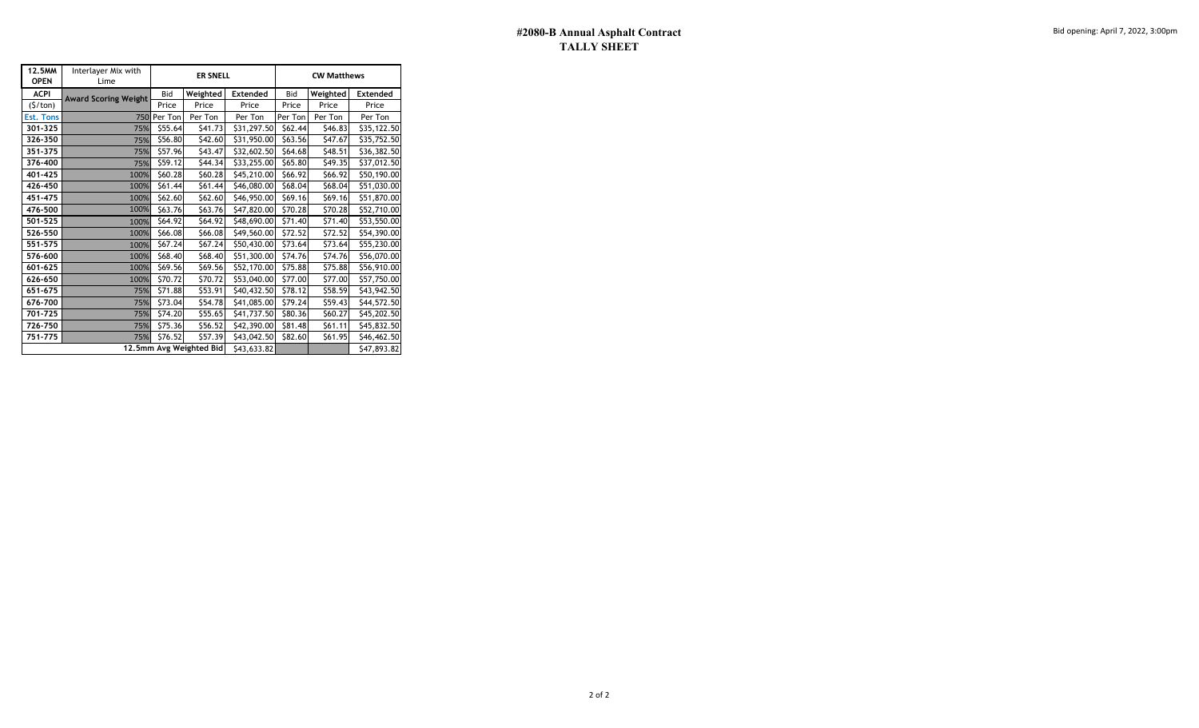# #2080-B Annual Asphalt Contract
## TALLY SHEET

Bid opening: April 7, 2022, 3:00pm

| 12.5MM OPEN | Interlayer Mix with Lime | ER SNELL | | | CW Matthews | | |
|---|---|---|---|---|---|---|---|
| ACPI | Award Scoring Weight | Bid | Weighted | Extended | Bid | Weighted | Extended |
| ($/ton) | | Price | Price | Price | Price | Price | Price |
| Est. Tons | 750 | Per Ton | Per Ton | Per Ton | Per Ton | Per Ton | Per Ton |
| 301-325 | 75% | $55.64 | $41.73 | $31,297.50 | $62.44 | $46.83 | $35,122.50 |
| 326-350 | 75% | $56.80 | $42.60 | $31,950.00 | $63.56 | $47.67 | $35,752.50 |
| 351-375 | 75% | $57.96 | $43.47 | $32,602.50 | $64.68 | $48.51 | $36,382.50 |
| 376-400 | 75% | $59.12 | $44.34 | $33,255.00 | $65.80 | $49.35 | $37,012.50 |
| 401-425 | 100% | $60.28 | $60.28 | $45,210.00 | $66.92 | $66.92 | $50,190.00 |
| 426-450 | 100% | $61.44 | $61.44 | $46,080.00 | $68.04 | $68.04 | $51,030.00 |
| 451-475 | 100% | $62.60 | $62.60 | $46,950.00 | $69.16 | $69.16 | $51,870.00 |
| 476-500 | 100% | $63.76 | $63.76 | $47,820.00 | $70.28 | $70.28 | $52,710.00 |
| 501-525 | 100% | $64.92 | $64.92 | $48,690.00 | $71.40 | $71.40 | $53,550.00 |
| 526-550 | 100% | $66.08 | $66.08 | $49,560.00 | $72.52 | $72.52 | $54,390.00 |
| 551-575 | 100% | $67.24 | $67.24 | $50,430.00 | $73.64 | $73.64 | $55,230.00 |
| 576-600 | 100% | $68.40 | $68.40 | $51,300.00 | $74.76 | $74.76 | $56,070.00 |
| 601-625 | 100% | $69.56 | $69.56 | $52,170.00 | $75.88 | $75.88 | $56,910.00 |
| 626-650 | 100% | $70.72 | $70.72 | $53,040.00 | $77.00 | $77.00 | $57,750.00 |
| 651-675 | 75% | $71.88 | $53.91 | $40,432.50 | $78.12 | $58.59 | $43,942.50 |
| 676-700 | 75% | $73.04 | $54.78 | $41,085.00 | $79.24 | $59.43 | $44,572.50 |
| 701-725 | 75% | $74.20 | $55.65 | $41,737.50 | $80.36 | $60.27 | $45,202.50 |
| 726-750 | 75% | $75.36 | $56.52 | $42,390.00 | $81.48 | $61.11 | $45,832.50 |
| 751-775 | 75% | $76.52 | $57.39 | $43,042.50 | $82.60 | $61.95 | $46,462.50 |
| 12.5mm Avg Weighted Bid | | | | $43,633.82 | | | $47,893.82 |